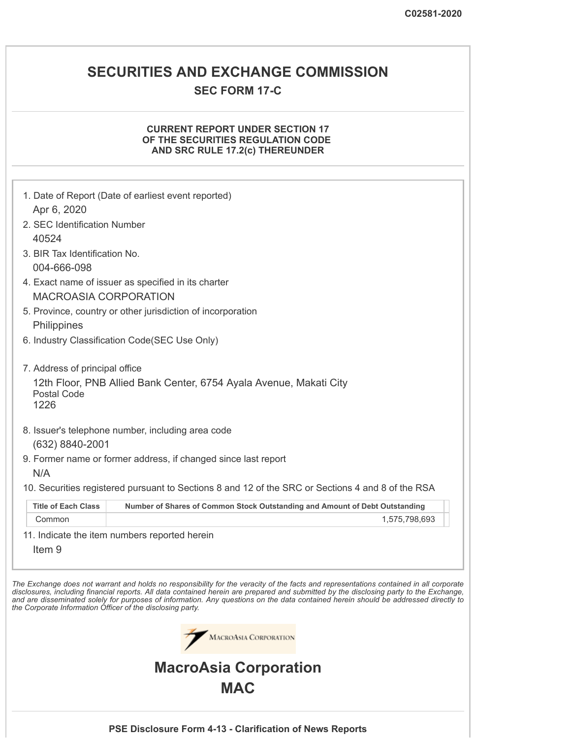C02581-2020

# SECURITIES AND EXCHANGE COMMISSION

## SEC FORM 17-C

### CURRENT REPORT UNDER SECTION 17 OF THE SECURITIES REGULATION CODE AND SRC RULE 17.2(c) THEREUNDER

1. Date of Report (Date of earliest event reported)
   Apr 6, 2020
2. SEC Identification Number
   40524
3. BIR Tax Identification No.
   004-666-098
4. Exact name of issuer as specified in its charter
   MACROASIA CORPORATION
5. Province, country or other jurisdiction of incorporation
   Philippines
6. Industry Classification Code(SEC Use Only)

7. Address of principal office
   12th Floor, PNB Allied Bank Center, 6754 Ayala Avenue, Makati City
   Postal Code
   1226
8. Issuer's telephone number, including area code
   (632) 8840-2001
9. Former name or former address, if changed since last report
   N/A
10. Securities registered pursuant to Sections 8 and 12 of the SRC or Sections 4 and 8 of the RSA

| Title of Each Class | Number of Shares of Common Stock Outstanding and Amount of Debt Outstanding |
|---|---|
| Common | 1,575,798,693 |

11. Indicate the item numbers reported herein
    Item 9

*The Exchange does not warrant and holds no responsibility for the veracity of the facts and representations contained in all corporate disclosures, including financial reports. All data contained herein are prepared and submitted by the disclosing party to the Exchange, and are disseminated solely for purposes of information. Any questions on the data contained herein should be addressed directly to the Corporate Information Officer of the disclosing party.*

MacroAsia Corporation

## MacroAsia Corporation
## MAC

### PSE Disclosure Form 4-13 - Clarification of News Reports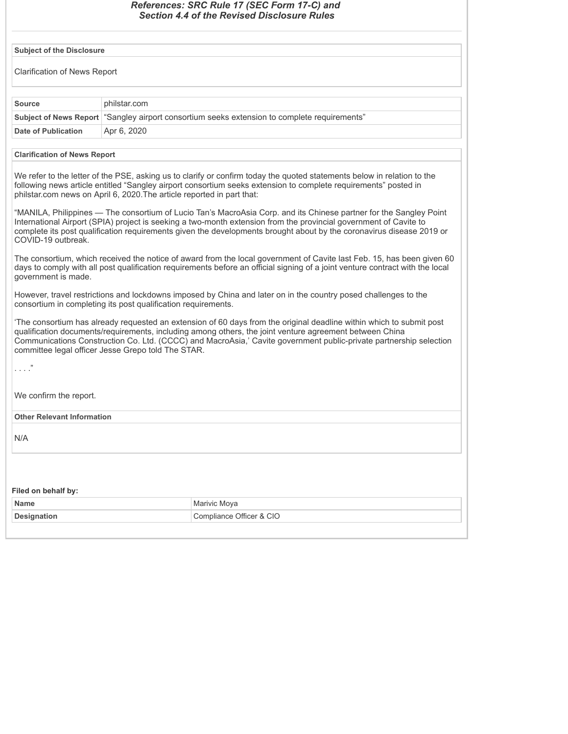***References: SRC Rule 17 (SEC Form 17-C) and Section 4.4 of the Revised Disclosure Rules***

**Subject of the Disclosure**

Clarification of News Report

| | |
|---|---|
| **Source** | philstar.com |
| **Subject of News Report** | “Sangley airport consortium seeks extension to complete requirements” |
| **Date of Publication** | Apr 6, 2020 |

**Clarification of News Report**

We refer to the letter of the PSE, asking us to clarify or confirm today the quoted statements below in relation to the following news article entitled “Sangley airport consortium seeks extension to complete requirements” posted in philstar.com news on April 6, 2020.The article reported in part that:

“MANILA, Philippines — The consortium of Lucio Tan’s MacroAsia Corp. and its Chinese partner for the Sangley Point International Airport (SPIA) project is seeking a two-month extension from the provincial government of Cavite to complete its post qualification requirements given the developments brought about by the coronavirus disease 2019 or COVID-19 outbreak.

The consortium, which received the notice of award from the local government of Cavite last Feb. 15, has been given 60 days to comply with all post qualification requirements before an official signing of a joint venture contract with the local government is made.

However, travel restrictions and lockdowns imposed by China and later on in the country posed challenges to the consortium in completing its post qualification requirements.

‘The consortium has already requested an extension of 60 days from the original deadline within which to submit post qualification documents/requirements, including among others, the joint venture agreement between China Communications Construction Co. Ltd. (CCCC) and MacroAsia,’ Cavite government public-private partnership selection committee legal officer Jesse Grepo told The STAR.

. . . .”

We confirm the report.

**Other Relevant Information**

N/A

**Filed on behalf by:**

| | |
|---|---|
| **Name** | Marivic Moya |
| **Designation** | Compliance Officer & CIO |